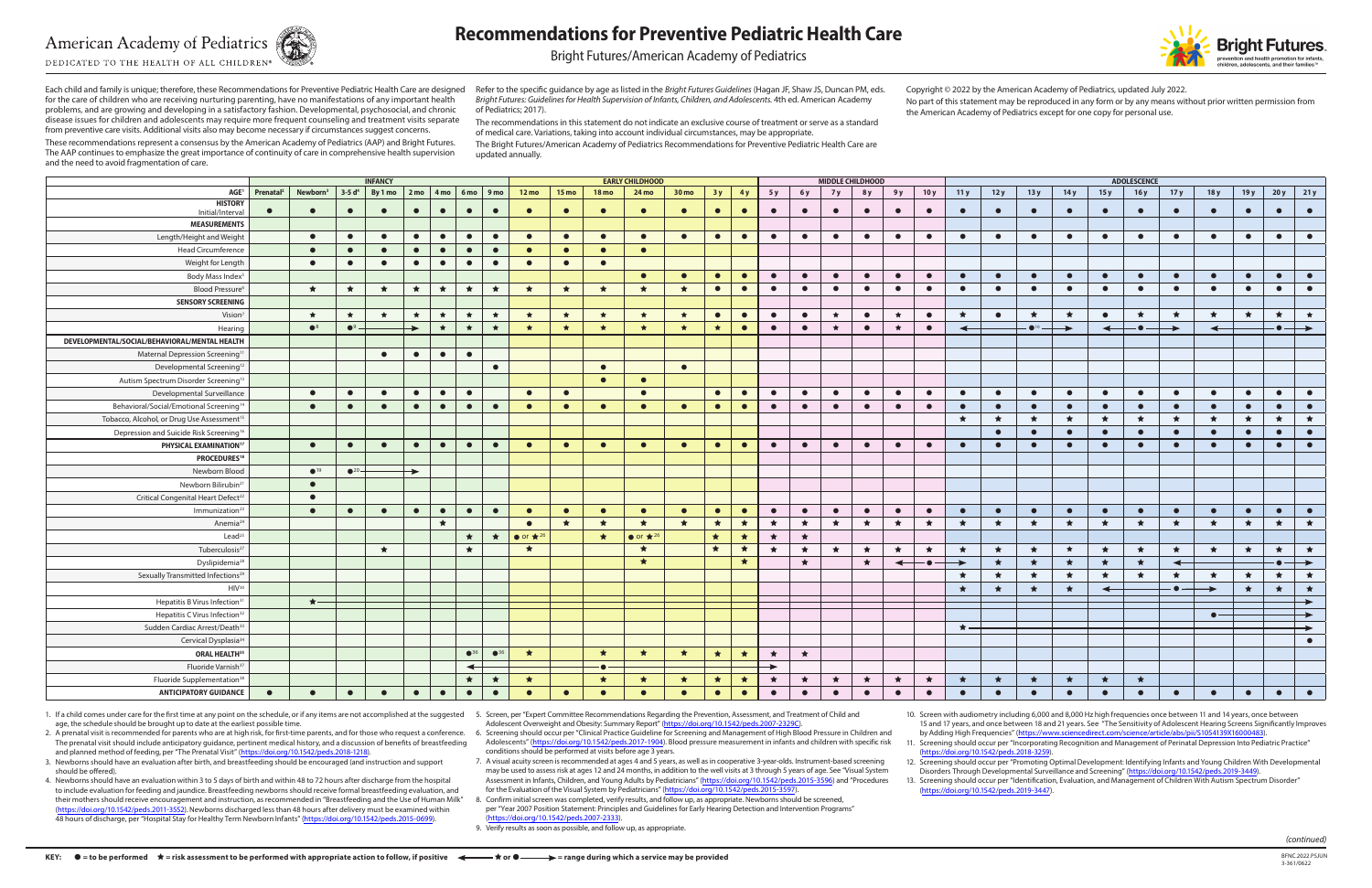# American Academy of Pediatrics

DEDICATED TO THE HEALTH OF ALL CHILDREN®

# Recommendations for Preventive Pediatric Health Care

## Bright Futures/American Academy of Pediatrics

**Bright Futures.** prevention and health promotion for infants, children, adolescents, and their families™

Each child and family is unique; therefore, these Recommendations for Preventive Pediatric Health Care are designed for the care of children who are receiving nurturing parenting, have no manifestations of any important health problems, and are growing and developing in a satisfactory fashion. Developmental, psychosocial, and chronic disease issues for children and adolescents may require more frequent counseling and treatment visits separate from preventive care visits. Additional visits also may become necessary if circumstances suggest concerns.

These recommendations represent a consensus by the American Academy of Pediatrics (AAP) and Bright Futures. The AAP continues to emphasize the great importance of continuity of care in comprehensive health supervision and the need to avoid fragmentation of care.

Refer to the specific guidance by age as listed in the *Bright Futures Guidelines* (Hagan JF, Shaw JS, Duncan PM, eds. *Bright Futures: Guidelines for Health Supervision of Infants, Children, and Adolescents*. 4th ed. American Academy of Pediatrics; 2017).

The recommendations in this statement do not indicate an exclusive course of treatment or serve as a standard of medical care. Variations, taking into account individual circumstances, may be appropriate.

The Bright Futures/American Academy of Pediatrics Recommendations for Preventive Pediatric Health Care are updated annually.

Copyright © 2022 by the American Academy of Pediatrics, updated July 2022.

No part of this statement may be reproduced in any form or by any means without prior written permission from the American Academy of Pediatrics except for one copy for personal use.

| | INFANCY | | | | | | | | EARLY CHILDHOOD | | | | | | | MIDDLE CHILDHOOD | | | | | | ADOLESCENCE | | | | | | | | | | |
|---|---|---|---|---|---|---|---|---|---|---|---|---|---|---|---|---|---|---|---|---|---|---|---|---|---|---|---|---|---|---|---|---|
| **AGE**[1] | Prenatal[2] | Newborn[3] | 3-5 d[4] | By 1 mo | 2 mo | 4 mo | 6 mo | 9 mo | 12 mo | 15 mo | 18 mo | 24 mo | 30 mo | 3 y | 4 y | 5 y | 6 y | 7 y | 8 y | 9 y | 10 y | 11 y | 12 y | 13 y | 14 y | 15 y | 16 y | 17 y | 18 y | 19 y | 20 y | 21 y |
| **HISTORY** Initial/Interval | ● | ● | ● | ● | ● | ● | ● | ● | ● | ● | ● | ● | ● | ● | ● | ● | ● | ● | ● | ● | ● | ● | ● | ● | ● | ● | ● | ● | ● | ● | ● | ● |
| **MEASUREMENTS** | | | | | | | | | | | | | | | | | | | | | | | | | | | | | | | | |
| Length/Height and Weight | | ● | ● | ● | ● | ● | ● | ● | ● | ● | ● | ● | ● | ● | ● | ● | ● | ● | ● | ● | ● | ● | ● | ● | ● | ● | ● | ● | ● | ● | ● | ● |
| Head Circumference | | ● | ● | ● | ● | ● | ● | ● | ● | ● | ● | ● | | | | | | | | | | | | | | | | | | | | |
| Weight for Length | | ● | ● | ● | ● | ● | ● | ● | ● | ● | ● | | | | | | | | | | | | | | | | | | | | | |
| Body Mass Index[5] | | | | | | | | | | | | ● | ● | ● | ● | ● | ● | ● | ● | ● | ● | ● | ● | ● | ● | ● | ● | ● | ● | ● | ● | ● |
| Blood Pressure[6] | | ★ | ★ | ★ | ★ | ★ | ★ | ★ | ★ | ★ | ★ | ★ | ★ | ● | ● | ● | ● | ● | ● | ● | ● | ● | ● | ● | ● | ● | ● | ● | ● | ● | ● | ● |
| **SENSORY SCREENING** | | | | | | | | | | | | | | | | | | | | | | | | | | | | | | | | |
| Vision[7] | | ★ | ★ | ★ | ★ | ★ | ★ | ★ | ★ | ★ | ★ | ★ | ★ | ● | ● | ● | ● | ★ | ● | ★ | ● | ★ | ● | ★ | ★ | ● | ★ | ★ | ★ | ★ | ★ | ★ |
| Hearing | | ●[8] | ●[9] ──── | ────► | | ★ | ★ | ★ | ★ | ★ | ★ | ★ | ★ | ★ | ● | ● | ● | ★ | ● | ★ | ● | ◄──── | ────●[10] | ──── | ────► | ◄──── | ────●──── | ────► | ◄──── | ────●──── | ──── | ────► |
| **DEVELOPMENTAL/SOCIAL/BEHAVIORAL/MENTAL HEALTH** | | | | | | | | | | | | | | | | | | | | | | | | | | | | | | | | |
| Maternal Depression Screening[11] | | | | ● | ● | ● | ● | | | | | | | | | | | | | | | | | | | | | | | | | |
| Developmental Screening[12] | | | | | | | | ● | | | ● | | ● | | | | | | | | | | | | | | | | | | | |
| Autism Spectrum Disorder Screening[13] | | | | | | | | | | | ● | ● | | | | | | | | | | | | | | | | | | | | |
| Developmental Surveillance | | ● | ● | ● | ● | ● | ● | | ● | ● | | ● | | ● | ● | ● | ● | ● | ● | ● | ● | ● | ● | ● | ● | ● | ● | ● | ● | ● | ● | ● |
| Behavioral/Social/Emotional Screening[14] | | ● | ● | ● | ● | ● | ● | ● | ● | ● | ● | ● | ● | ● | ● | ● | ● | ● | ● | ● | ● | ● | ● | ● | ● | ● | ● | ● | ● | ● | ● | ● |
| Tobacco, Alcohol, or Drug Use Assessment[15] | | | | | | | | | | | | | | | | | | | | | | ★ | ★ | ★ | ★ | ★ | ★ | ★ | ★ | ★ | ★ | ★ |
| Depression and Suicide Risk Screening[16] | | | | | | | | | | | | | | | | | | | | | | | ● | ● | ● | ● | ● | ● | ● | ● | ● | ● |
| **PHYSICAL EXAMINATION**[17] | | ● | ● | ● | ● | ● | ● | ● | ● | ● | ● | ● | ● | ● | ● | ● | ● | ● | ● | ● | ● | ● | ● | ● | ● | ● | ● | ● | ● | ● | ● | ● |
| **PROCEDURES**[18] | | | | | | | | | | | | | | | | | | | | | | | | | | | | | | | | |
| Newborn Blood | | ●[19] | ●[20] ──── | ────► | | | | | | | | | | | | | | | | | | | | | | | | | | | | |
| Newborn Bilirubin[21] | | ● | | | | | | | | | | | | | | | | | | | | | | | | | | | | | | |
| Critical Congenital Heart Defect[22] | | ● | | | | | | | | | | | | | | | | | | | | | | | | | | | | | | |
| Immunization[23] | | ● | ● | ● | ● | ● | ● | ● | ● | ● | ● | ● | ● | ● | ● | ● | ● | ● | ● | ● | ● | ● | ● | ● | ● | ● | ● | ● | ● | ● | ● | ● |
| Anemia[24] | | | | | | ★ | | | ● | ★ | ★ | ★ | ★ | ★ | ★ | ★ | ★ | ★ | ★ | ★ | ★ | ★ | ★ | ★ | ★ | ★ | ★ | ★ | ★ | ★ | ★ | ★ |
| Lead[25] | | | | | | | ★ | ★ | ● or ★[26] | | ★ | ● or ★[26] | | ★ | ★ | ★ | ★ | | | | | | | | | | | | | | | |
| Tuberculosis[27] | | | | ★ | | | ★ | | ★ | | | ★ | | ★ | ★ | ★ | ★ | ★ | ★ | ★ | ★ | ★ | ★ | ★ | ★ | ★ | ★ | ★ | ★ | ★ | ★ | ★ |
| Dyslipidemia[28] | | | | | | | | | | | | ★ | | | ★ | | ★ | | ★ | ◄──── | ────● | ────► | ★ | ★ | ★ | ★ | ★ | ★ | ◄──── | ──── | ────● | ────► |
| Sexually Transmitted Infections[29] | | | | | | | | | | | | | | | | | | | | | | ★ | ★ | ★ | ★ | ★ | ★ | ★ | ★ | ★ | ★ | ★ |
| HIV[30] | | | | | | | | | | | | | | | | | | | | | | ★ | ★ | ★ | ★ | ◄──── | ──── | ────● | ────► | ★ | ★ | ★ |
| Hepatitis B Virus Infection[31] | | ★ ──── | ──── | ──── | ──── | ──── | ──── | ──── | ──── | ──── | ──── | ──── | ──── | ──── | ──── | ──── | ──── | ──── | ──── | ──── | ──── | ──── | ──── | ──── | ──── | ──── | ──── | ──── | ──── | ──── | ──── | ────► |
| Hepatitis C Virus Infection[32] | | | | | | | | | | | | | | | | | | | | | | | | | | | | | ● ──── | ──── | ──── | ────► |
| Sudden Cardiac Arrest/Death[33] | | | | | | | | | | | | | | | | | | | | | | ★ ──── | ──── | ──── | ──── | ──── | ──── | ──── | ──── | ──── | ──── | ────► |
| Cervical Dysplasia[34] | | | | | | | | | | | | | | | | | | | | | | | | | | | | | | | | ● |
| **ORAL HEALTH**[35] | | | | | | | ●[36] | ●[36] | ★ | | ★ | ★ | ★ | ★ | ★ | ★ | ★ | | | | | | | | | | | | | | | |
| Fluoride Varnish[37] | | | | | | | ◄──── | ──── | ──── | ──── | ────●──── | ──── | ──── | ──── | ──── | ────► | | | | | | | | | | | | | | | | |
| Fluoride Supplementation[38] | | | | | | | ★ | ★ | ★ | | ★ | ★ | ★ | ★ | ★ | ★ | ★ | ★ | ★ | ★ | ★ | ★ | ★ | ★ | ★ | ★ | ★ | | | | | |
| **ANTICIPATORY GUIDANCE** | ● | ● | ● | ● | ● | ● | ● | ● | ● | ● | ● | ● | ● | ● | ● | ● | ● | ● | ● | ● | ● | ● | ● | ● | ● | ● | ● | ● | ● | ● | ● | ● |

1. If a child comes under care for the first time at any point on the schedule, or if any items are not accomplished at the suggested age, the schedule should be brought up to date at the earliest possible time.
2. A prenatal visit is recommended for parents who are at high risk, for first-time parents, and for those who request a conference. The prenatal visit should include anticipatory guidance, pertinent medical history, and a discussion of benefits of breastfeeding and planned method of feeding, per "The Prenatal Visit" (https://doi.org/10.1542/peds.2018-1218).
3. Newborns should have an evaluation after birth, and breastfeeding should be encouraged (and instruction and support should be offered).
4. Newborns should have an evaluation within 3 to 5 days of birth and within 48 to 72 hours after discharge from the hospital to include evaluation for feeding and jaundice. Breastfeeding newborns should receive formal breastfeeding evaluation, and their mothers should receive encouragement and instruction, as recommended in "Breastfeeding and the Use of Human Milk" (https://doi.org/10.1542/peds.2011-3552). Newborns discharged less than 48 hours after delivery must be examined within 48 hours of discharge, per "Hospital Stay for Healthy Term Newborn Infants" (https://doi.org/10.1542/peds.2015-0699).
5. Screen, per "Expert Committee Recommendations Regarding the Prevention, Assessment, and Treatment of Child and Adolescent Overweight and Obesity: Summary Report" (https://doi.org/10.1542/peds.2007-2329C).
6. Screening should occur per "Clinical Practice Guideline for Screening and Management of High Blood Pressure in Children and Adolescents" (https://doi.org/10.1542/peds.2017-1904). Blood pressure measurement in infants and children with specific risk conditions should be performed at visits before age 3 years.
7. A visual acuity screen is recommended at ages 4 and 5 years, as well as in cooperative 3-year-olds. Instrument-based screening may be used to assess risk at ages 12 and 24 months, in addition to the well visits at 3 through 5 years of age. See "Visual System Assessment in Infants, Children, and Young Adults by Pediatricians" (https://doi.org/10.1542/peds.2015-3596) and "Procedures for the Evaluation of the Visual System by Pediatricians" (https://doi.org/10.1542/peds.2015-3597).
8. Confirm initial screen was completed, verify results, and follow up, as appropriate. Newborns should be screened, per "Year 2007 Position Statement: Principles and Guidelines for Early Hearing Detection and Intervention Programs" (https://doi.org/10.1542/peds.2007-2333).
9. Verify results as soon as possible, and follow up, as appropriate.
10. Screen with audiometry including 6,000 and 8,000 Hz high frequencies once between 11 and 14 years, once between 15 and 17 years, and once between 18 and 21 years. See "The Sensitivity of Adolescent Hearing Screens Significantly Improves by Adding High Frequencies" (https://www.sciencedirect.com/science/article/abs/pii/S1054139X16000483).
11. Screening should occur per "Incorporating Recognition and Management of Perinatal Depression Into Pediatric Practice" (https://doi.org/10.1542/peds.2018-3259).
12. Screening should occur per "Promoting Optimal Development: Identifying Infants and Young Children With Developmental Disorders Through Developmental Surveillance and Screening" (https://doi.org/10.1542/peds.2019-3449).
13. Screening should occur per "Identification, Evaluation, and Management of Children With Autism Spectrum Disorder" (https://doi.org/10.1542/peds.2019-3447).

*(continued)*

**KEY:** ● = to be performed ★ = risk assessment to be performed with appropriate action to follow, if positive ◄──── ★ or ● ────► = range during which a service may be provided

BFNC 2022 PSJUN 3-361/0622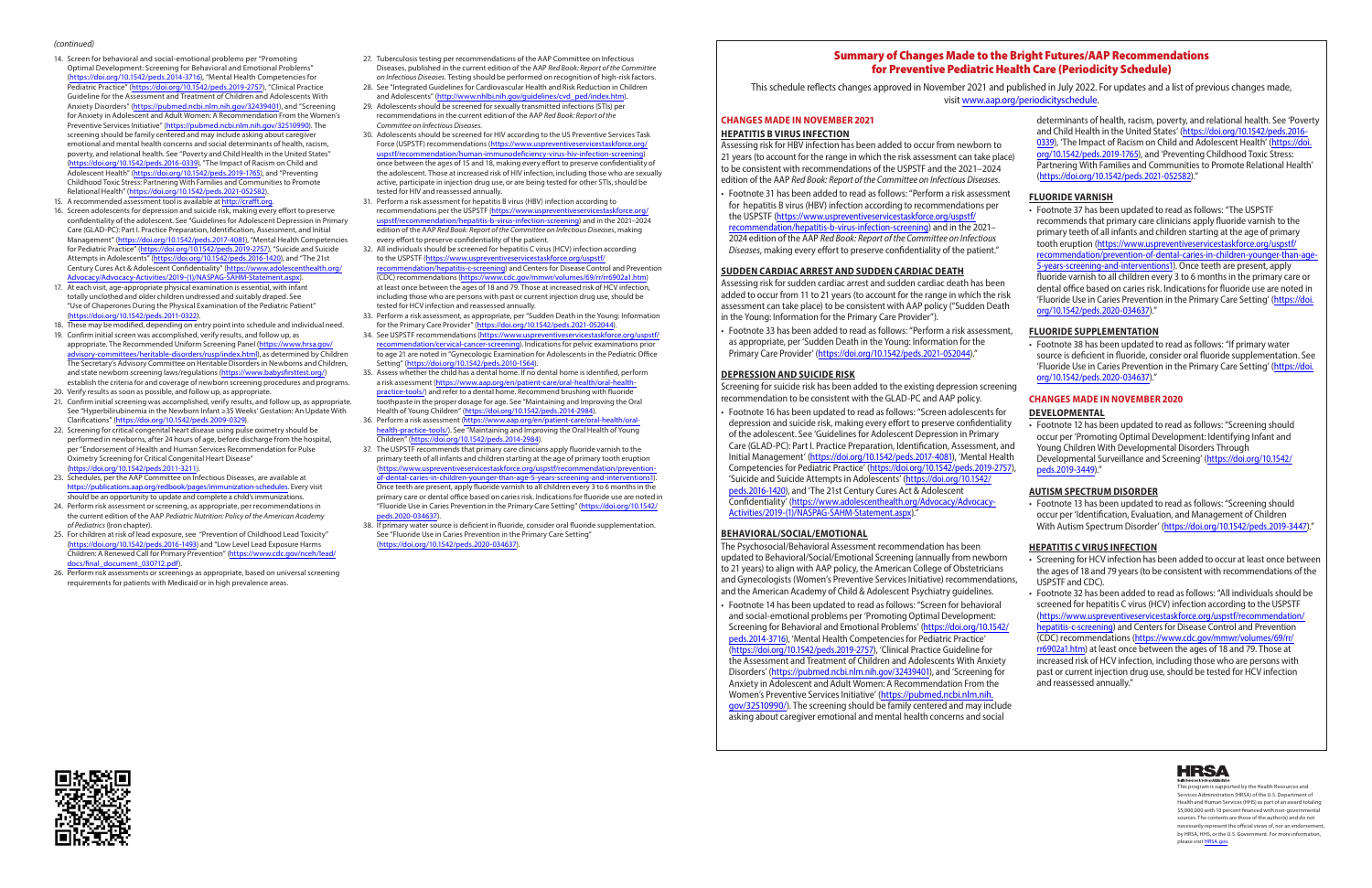*(continued)*

14. Screen for behavioral and social-emotional problems per "Promoting Optimal Development: Screening for Behavioral and Emotional Problems" (https://doi.org/10.1542/peds.2014-3716), "Mental Health Competencies for Pediatric Practice" (https://doi.org/10.1542/peds.2019-2757), "Clinical Practice Guideline for the Assessment and Treatment of Children and Adolescents With Anxiety Disorders" (https://pubmed.ncbi.nlm.nih.gov/32439401), and "Screening for Anxiety in Adolescent and Adult Women: A Recommendation From the Women's Preventive Services Initiative" (https://pubmed.ncbi.nlm.nih.gov/32510990). The screening should be family centered and may include asking about caregiver emotional and mental health concerns and social determinants of health, racism, poverty, and relational health. See "Poverty and Child Health in the United States" (https://doi.org/10.1542/peds.2016-0339), "The Impact of Racism on Child and Adolescent Health" (https://doi.org/10.1542/peds.2019-1765), and "Preventing Childhood Toxic Stress: Partnering With Families and Communities to Promote Relational Health" (https://doi.org/10.1542/peds.2021-052582).
15. A recommended assessment tool is available at http://crafft.org.
16. Screen adolescents for depression and suicide risk, making every effort to preserve confidentiality of the adolescent. See "Guidelines for Adolescent Depression in Primary Care (GLAD-PC): Part I. Practice Preparation, Identification, Assessment, and Initial Management" (https://doi.org/10.1542/peds.2017-4081), "Mental Health Competencies for Pediatric Practice" (https://doi.org/10.1542/peds.2019-2757), "Suicide and Suicide Attempts in Adolescents" (https://doi.org/10.1542/peds.2016-1420), and "The 21st Century Cures Act & Adolescent Confidentiality" (https://www.adolescenthealth.org/Advocacy/Advocacy-Activities/2019-(1)/NASPAG-SAHM-Statement.aspx).
17. At each visit, age-appropriate physical examination is essential, with infant totally unclothed and older children undressed and suitably draped. See "Use of Chaperones During the Physical Examination of the Pediatric Patient" (https://doi.org/10.1542/peds.2011-0322).
18. These may be modified, depending on entry point into schedule and individual need.
19. Confirm initial screen was accomplished, verify results, and follow up, as appropriate. The Recommended Uniform Screening Panel (https://www.hrsa.gov/advisory-committees/heritable-disorders/rusp/index.html), as determined by Children The Secretary's Advisory Committee on Heritable Disorders in Newborns and Children, and state newborn screening laws/regulations (https://www.babysfirsttest.org/) establish the criteria for and coverage of newborn screening procedures and programs.
20. Verify results as soon as possible, and follow up, as appropriate.
21. Confirm initial screening was accomplished, verify results, and follow up, as appropriate. See "Hyperbilirubinemia in the Newborn Infant ≥35 Weeks' Gestation: An Update With Clarifications" (https://doi.org/10.1542/peds.2009-0329).
22. Screening for critical congenital heart disease using pulse oximetry should be performed in newborns, after 24 hours of age, before discharge from the hospital, per "Endorsement of Health and Human Services Recommendation for Pulse Oximetry Screening for Critical Congenital Heart Disease" (https://doi.org/10.1542/peds.2011-3211).
23. Schedules, per the AAP Committee on Infectious Diseases, are available at https://publications.aap.org/redbook/pages/immunization-schedules. Every visit should be an opportunity to update and complete a child's immunizations.
24. Perform risk assessment or screening, as appropriate, per recommendations in the current edition of the AAP *Pediatric Nutrition: Policy of the American Academy of Pediatrics* (Iron chapter).
25. For children at risk of lead exposure, see "Prevention of Childhood Lead Toxicity" (https://doi.org/10.1542/peds.2016-1493) and "Low Level Lead Exposure Harms Children: A Renewed Call for Primary Prevention" (https://www.cdc.gov/nceh/lead/docs/final_document_030712.pdf).
26. Perform risk assessments or screenings as appropriate, based on universal screening requirements for patients with Medicaid or in high prevalence areas.
27. Tuberculosis testing per recommendations of the AAP Committee on Infectious Diseases, published in the current edition of the AAP *Red Book: Report of the Committee on Infectious Diseases*. Testing should be performed on recognition of high-risk factors.
28. See "Integrated Guidelines for Cardiovascular Health and Risk Reduction in Children and Adolescents" (http://www.nhlbi.nih.gov/guidelines/cvd_ped/index.htm).
29. Adolescents should be screened for sexually transmitted infections (STIs) per recommendations in the current edition of the AAP *Red Book: Report of the Committee on Infectious Diseases*.
30. Adolescents should be screened for HIV according to the US Preventive Services Task Force (USPSTF) recommendations (https://www.uspreventiveservicestaskforce.org/uspstf/recommendation/human-immunodeficiency-virus-hiv-infection-screening) once between the ages of 15 and 18, making every effort to preserve confidentiality of the adolescent. Those at increased risk of HIV infection, including those who are sexually active, participate in injection drug use, or are being tested for other STIs, should be tested for HIV and reassessed annually.
31. Perform a risk assessment for hepatitis B virus (HBV) infection according to recommendations per the USPSTF (https://www.uspreventiveservicestaskforce.org/uspstf/recommendation/hepatitis-b-virus-infection-screening) and in the 2021–2024 edition of the AAP *Red Book: Report of the Committee on Infectious Diseases*, making every effort to preserve confidentiality of the patient.
32. All individuals should be screened for hepatitis C virus (HCV) infection according to the USPSTF (https://www.uspreventiveservicestaskforce.org/uspstf/recommendation/hepatitis-c-screening) and Centers for Disease Control and Prevention (CDC) recommendations (https://www.cdc.gov/mmwr/volumes/69/rr/rr6902a1.htm) at least once between the ages of 18 and 79. Those at increased risk of HCV infection, including those who are persons with past or current injection drug use, should be tested for HCV infection and reassessed annually.
33. Perform a risk assessment, as appropriate, per "Sudden Death in the Young: Information for the Primary Care Provider" (https://doi.org/10.1542/peds.2021-052044).
34. See USPSTF recommendations (https://www.uspreventiveservicestaskforce.org/uspstf/recommendation/cervical-cancer-screening). Indications for pelvic examinations prior to age 21 are noted in "Gynecologic Examination for Adolescents in the Pediatric Office Setting" (https://doi.org/10.1542/peds.2010-1564).
35. Assess whether the child has a dental home. If no dental home is identified, perform a risk assessment (https://www.aap.org/en/patient-care/oral-health/oral-health-practice-tools/) and refer to a dental home. Recommend brushing with fluoride toothpaste in the proper dosage for age. See "Maintaining and Improving the Oral Health of Young Children" (https://doi.org/10.1542/peds.2014-2984).
36. Perform a risk assessment (https://www.aap.org/en/patient-care/oral-health/oral-health-practice-tools/). See "Maintaining and Improving the Oral Health of Young Children" (https://doi.org/10.1542/peds.2014-2984).
37. The USPSTF recommends that primary care clinicians apply fluoride varnish to the primary teeth of all infants and children starting at the age of primary tooth eruption (https://www.uspreventiveservicestaskforce.org/uspstf/recommendation/prevention-of-dental-caries-in-children-younger-than-age-5-years-screening-and-interventions1). Once teeth are present, apply fluoride varnish to all children every 3 to 6 months in the primary care or dental office based on caries risk. Indications for fluoride use are noted in "Fluoride Use in Caries Prevention in the Primary Care Setting" (https://doi.org/10.1542/peds.2020-034637).
38. If primary water source is deficient in fluoride, consider oral fluoride supplementation. See "Fluoride Use in Caries Prevention in the Primary Care Setting" (https://doi.org/10.1542/peds.2020-034637).

## Summary of Changes Made to the Bright Futures/AAP Recommendations for Preventive Pediatric Health Care (Periodicity Schedule)

This schedule reflects changes approved in November 2021 and published in July 2022. For updates and a list of previous changes made, visit www.aap.org/periodicityschedule.

### CHANGES MADE IN NOVEMBER 2021

#### HEPATITIS B VIRUS INFECTION

Assessing risk for HBV infection has been added to occur from newborn to 21 years (to account for the range in which the risk assessment can take place) to be consistent with recommendations of the USPSTF and the 2021–2024 edition of the AAP *Red Book: Report of the Committee on Infectious Diseases*.

- Footnote 31 has been added to read as follows: "Perform a risk assessment for hepatitis B virus (HBV) infection according to recommendations per the USPSTF (https://www.uspreventiveservicestaskforce.org/uspstf/recommendation/hepatitis-b-virus-infection-screening) and in the 2021–2024 edition of the AAP *Red Book: Report of the Committee on Infectious Diseases*, making every effort to preserve confidentiality of the patient."

#### SUDDEN CARDIAC ARREST AND SUDDEN CARDIAC DEATH

Assessing risk for sudden cardiac arrest and sudden cardiac death has been added to occur from 11 to 21 years (to account for the range in which the risk assessment can take place) to be consistent with AAP policy ("Sudden Death in the Young: Information for the Primary Care Provider").

- Footnote 33 has been added to read as follows: "Perform a risk assessment, as appropriate, per 'Sudden Death in the Young: Information for the Primary Care Provider' (https://doi.org/10.1542/peds.2021-052044)."

#### DEPRESSION AND SUICIDE RISK

Screening for suicide risk has been added to the existing depression screening recommendation to be consistent with the GLAD-PC and AAP policy.

- Footnote 16 has been updated to read as follows: "Screen adolescents for depression and suicide risk, making every effort to preserve confidentiality of the adolescent. See 'Guidelines for Adolescent Depression in Primary Care (GLAD-PC): Part I. Practice Preparation, Identification, Assessment, and Initial Management' (https://doi.org/10.1542/peds.2017-4081), 'Mental Health Competencies for Pediatric Practice' (https://doi.org/10.1542/peds.2019-2757), 'Suicide and Suicide Attempts in Adolescents' (https://doi.org/10.1542/peds.2016-1420), and 'The 21st Century Cures Act & Adolescent Confidentiality' (https://www.adolescenthealth.org/Advocacy/Advocacy-Activities/2019-(1)/NASPAG-SAHM-Statement.aspx)."

#### BEHAVIORAL/SOCIAL/EMOTIONAL

The Psychosocial/Behavioral Assessment recommendation has been updated to Behavioral/Social/Emotional Screening (annually from newborn to 21 years) to align with AAP policy, the American College of Obstetricians and Gynecologists (Women's Preventive Services Initiative) recommendations, and the American Academy of Child & Adolescent Psychiatry guidelines.

- Footnote 14 has been updated to read as follows: "Screen for behavioral and social-emotional problems per 'Promoting Optimal Development: Screening for Behavioral and Emotional Problems' (https://doi.org/10.1542/peds.2014-3716), 'Mental Health Competencies for Pediatric Practice' (https://doi.org/10.1542/peds.2019-2757), 'Clinical Practice Guideline for the Assessment and Treatment of Children and Adolescents With Anxiety Disorders' (https://pubmed.ncbi.nlm.nih.gov/32439401), and 'Screening for Anxiety in Adolescent and Adult Women: A Recommendation From the Women's Preventive Services Initiative' (https://pubmed.ncbi.nlm.nih.gov/32510990/). The screening should be family centered and may include asking about caregiver emotional and mental health concerns and social determinants of health, racism, poverty, and relational health. See 'Poverty and Child Health in the United States' (https://doi.org/10.1542/peds.2016-0339), 'The Impact of Racism on Child and Adolescent Health' (https://doi.org/10.1542/peds.2019-1765), and 'Preventing Childhood Toxic Stress: Partnering With Families and Communities to Promote Relational Health' (https://doi.org/10.1542/peds.2021-052582)."

#### FLUORIDE VARNISH

- Footnote 37 has been updated to read as follows: "The USPSTF recommends that primary care clinicians apply fluoride varnish to the primary teeth of all infants and children starting at the age of primary tooth eruption (https://www.uspreventiveservicestaskforce.org/uspstf/recommendation/prevention-of-dental-caries-in-children-younger-than-age-5-years-screening-and-interventions1). Once teeth are present, apply fluoride varnish to all children every 3 to 6 months in the primary care or dental office based on caries risk. Indications for fluoride use are noted in 'Fluoride Use in Caries Prevention in the Primary Care Setting' (https://doi.org/10.1542/peds.2020-034637)."

#### FLUORIDE SUPPLEMENTATION

- Footnote 38 has been updated to read as follows: "If primary water source is deficient in fluoride, consider oral fluoride supplementation. See 'Fluoride Use in Caries Prevention in the Primary Care Setting' (https://doi.org/10.1542/peds.2020-034637)."

### CHANGES MADE IN NOVEMBER 2020

#### DEVELOPMENTAL

- Footnote 12 has been updated to read as follows: "Screening should occur per 'Promoting Optimal Development: Identifying Infant and Young Children With Developmental Disorders Through Developmental Surveillance and Screening' (https://doi.org/10.1542/peds.2019-3449)."

#### AUTISM SPECTRUM DISORDER

- Footnote 13 has been updated to read as follows: "Screening should occur per 'Identification, Evaluation, and Management of Children With Autism Spectrum Disorder' (https://doi.org/10.1542/peds.2019-3447)."

#### HEPATITIS C VIRUS INFECTION

- Screening for HCV infection has been added to occur at least once between the ages of 18 and 79 years (to be consistent with recommendations of the USPSTF and CDC).
- Footnote 32 has been added to read as follows: "All individuals should be screened for hepatitis C virus (HCV) infection according to the USPSTF (https://www.uspreventiveservicestaskforce.org/uspstf/recommendation/hepatitis-c-screening) and Centers for Disease Control and Prevention (CDC) recommendations (https://www.cdc.gov/mmwr/volumes/69/rr/rr6902a1.htm) at least once between the ages of 18 and 79. Those at increased risk of HCV infection, including those who are persons with past or current injection drug use, should be tested for HCV infection and reassessed annually."

HRSA

This program is supported by the Health Resources and Services Administration (HRSA) of the U.S. Department of Health and Human Services (HHS) as part of an award totaling $5,000,000 with 10 percent financed with non-governmental sources. The contents are those of the author(s) and do not necessarily represent the official views of, nor an endorsement, by HRSA, HHS, or the U.S. Government. For more information, please visit HRSA.gov.